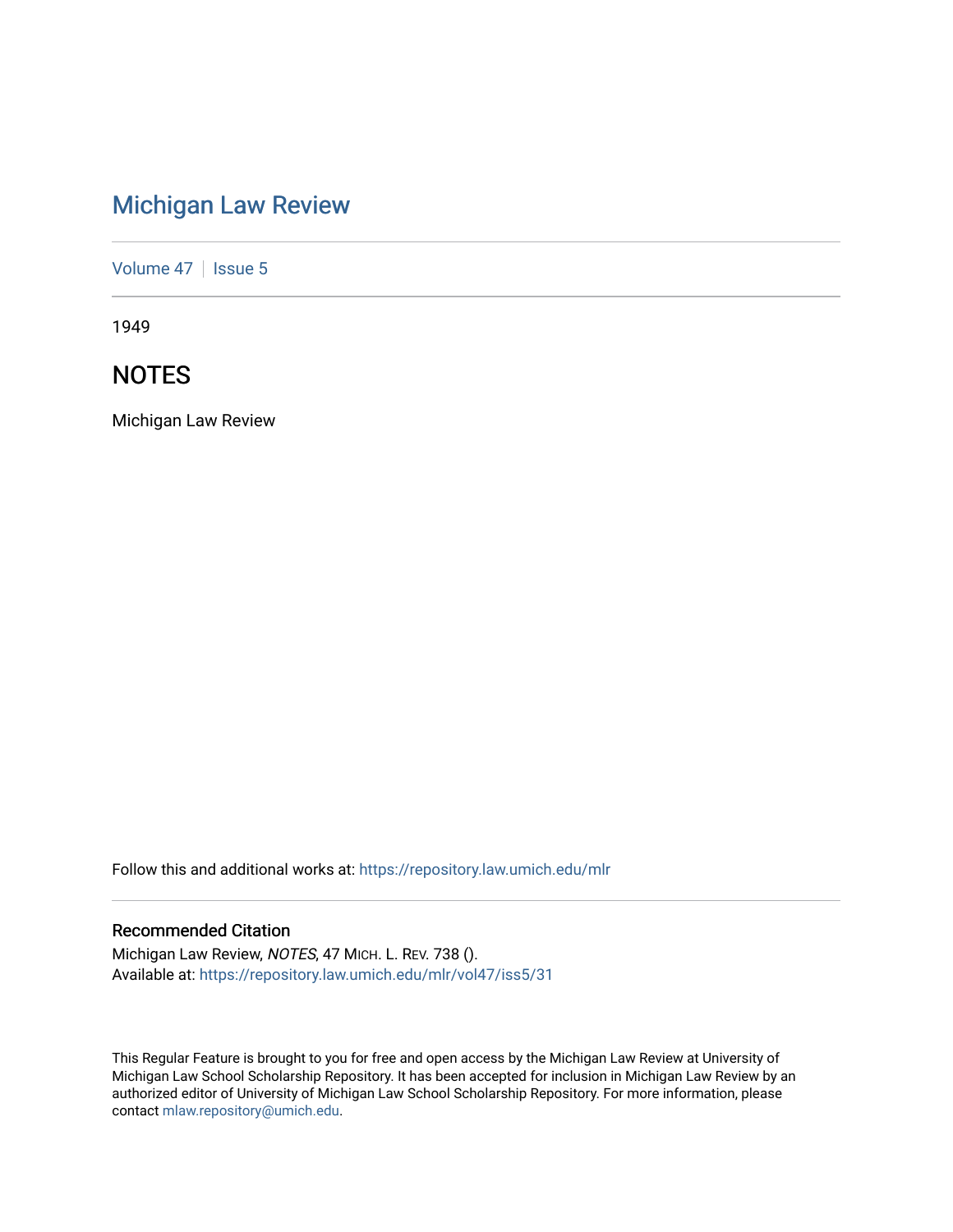# Michigan Law Review

Volume 47 | Issue 5

1949

## NOTES

Michigan Law Review

Follow this and additional works at: https://repository.law.umich.edu/mlr

### Recommended Citation

Michigan Law Review, *NOTES*, 47 MICH. L. REV. 738 ().
Available at: https://repository.law.umich.edu/mlr/vol47/iss5/31

This Regular Feature is brought to you for free and open access by the Michigan Law Review at University of Michigan Law School Scholarship Repository. It has been accepted for inclusion in Michigan Law Review by an authorized editor of University of Michigan Law School Scholarship Repository. For more information, please contact mlaw.repository@umich.edu.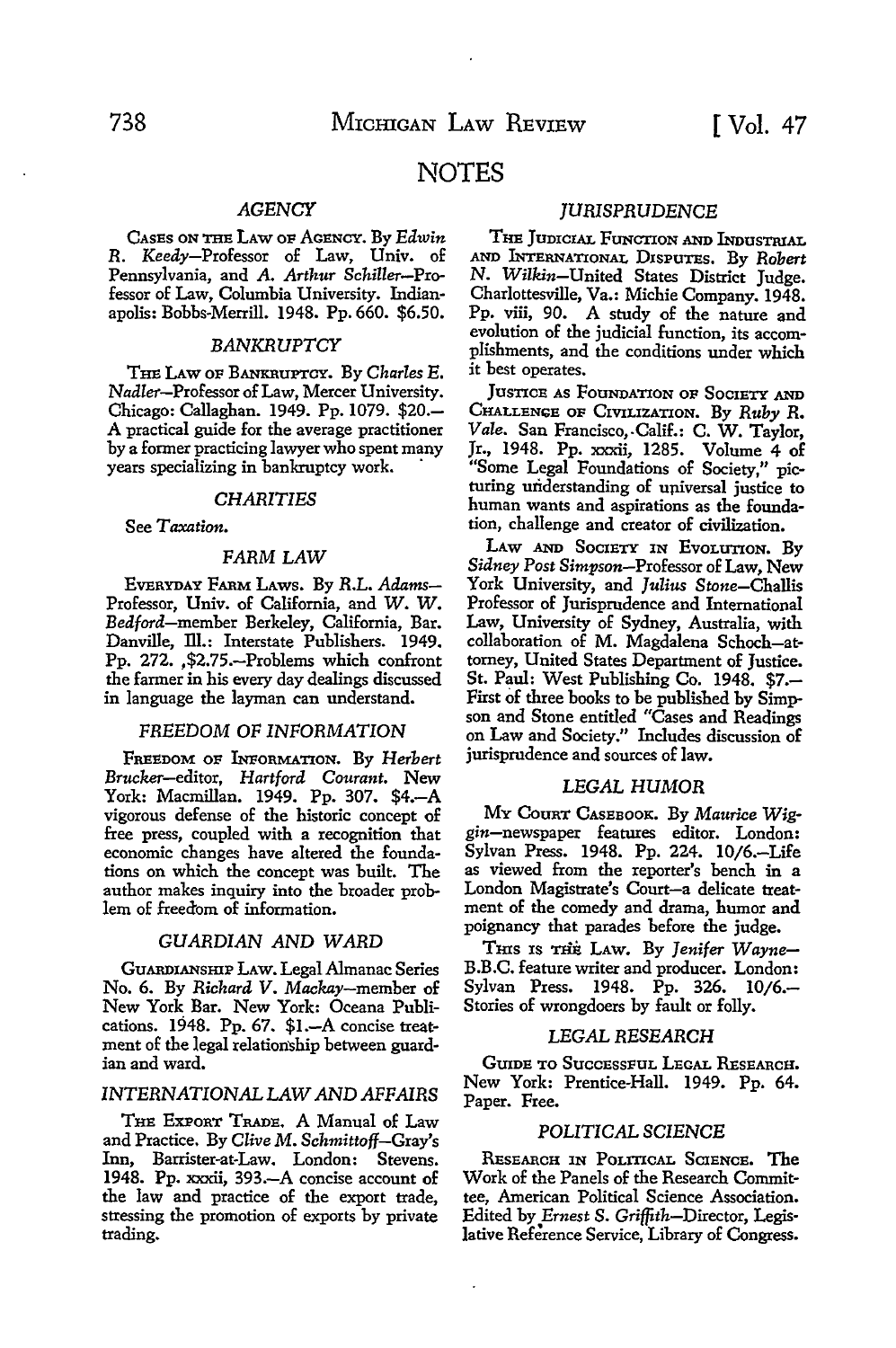# NOTES

## AGENCY

CASES ON THE LAW OF AGENCY. By *Edwin R. Keedy*—Professor of Law, Univ. of Pennsylvania, and *A. Arthur Schiller*—Professor of Law, Columbia University. Indianapolis: Bobbs-Merrill. 1948. Pp. 660. $6.50.

## BANKRUPTCY

THE LAW OF BANKRUPTCY. By *Charles E. Nadler*—Professor of Law, Mercer University. Chicago: Callaghan. 1949. Pp. 1079. $20.—A practical guide for the average practitioner by a former practicing lawyer who spent many years specializing in bankruptcy work.

## CHARITIES

See *Taxation.*

## FARM LAW

EVERYDAY FARM LAWS. By *R.L. Adams*—Professor, Univ. of California, and *W. W. Bedford*—member Berkeley, California, Bar. Danville, Ill.: Interstate Publishers. 1949. Pp. 272. ,$2.75.—Problems which confront the farmer in his every day dealings discussed in language the layman can understand.

## FREEDOM OF INFORMATION

FREEDOM OF INFORMATION. By *Herbert Brucker*—editor, *Hartford Courant.* New York: Macmillan. 1949. Pp. 307. $4.—A vigorous defense of the historic concept of free press, coupled with a recognition that economic changes have altered the foundations on which the concept was built. The author makes inquiry into the broader problem of freedom of information.

## GUARDIAN AND WARD

GUARDIANSHIP LAW. Legal Almanac Series No. 6. By *Richard V. Mackay*—member of New York Bar. New York: Oceana Publications. 1948. Pp. 67. $1.—A concise treatment of the legal relationship between guardian and ward.

## INTERNATIONAL LAW AND AFFAIRS

THE EXPORT TRADE. A Manual of Law and Practice. By *Clive M. Schmittoff*—Gray's Inn, Barrister-at-Law. London: Stevens. 1948. Pp. xxxii, 393.—A concise account of the law and practice of the export trade, stressing the promotion of exports by private trading.

## JURISPRUDENCE

THE JUDICIAL FUNCTION AND INDUSTRIAL AND INTERNATIONAL DISPUTES. By *Robert N. Wilkin*—United States District Judge. Charlottesville, Va.: Michie Company. 1948. Pp. viii, 90. A study of the nature and evolution of the judicial function, its accomplishments, and the conditions under which it best operates.

JUSTICE AS FOUNDATION OF SOCIETY AND CHALLENGE OF CIVILIZATION. By *Ruby R. Vale.* San Francisco, Calif.: C. W. Taylor, Jr., 1948. Pp. xxxii, 1285. Volume 4 of "Some Legal Foundations of Society," picturing understanding of universal justice to human wants and aspirations as the foundation, challenge and creator of civilization.

LAW AND SOCIETY IN EVOLUTION. By *Sidney Post Simpson*—Professor of Law, New York University, and *Julius Stone*—Challis Professor of Jurisprudence and International Law, University of Sydney, Australia, with collaboration of M. Magdalena Schoch—attorney, United States Department of Justice. St. Paul: West Publishing Co. 1948. $7.—First of three books to be published by Simpson and Stone entitled "Cases and Readings on Law and Society." Includes discussion of jurisprudence and sources of law.

## LEGAL HUMOR

MY COURT CASEBOOK. By *Maurice Wiggin*—newspaper features editor. London: Sylvan Press. 1948. Pp. 224. 10/6.—Life as viewed from the reporter's bench in a London Magistrate's Court—a delicate treatment of the comedy and drama, humor and poignancy that parades before the judge.

THIS IS THE LAW. By *Jenifer Wayne*—B.B.C. feature writer and producer. London: Sylvan Press. 1948. Pp. 326. 10/6.—Stories of wrongdoers by fault or folly.

## LEGAL RESEARCH

GUIDE TO SUCCESSFUL LEGAL RESEARCH. New York: Prentice-Hall. 1949. Pp. 64. Paper. Free.

## POLITICAL SCIENCE

RESEARCH IN POLITICAL SCIENCE. The Work of the Panels of the Research Committee, American Political Science Association. Edited by *Ernest S. Griffith*—Director, Legislative Reference Service, Library of Congress.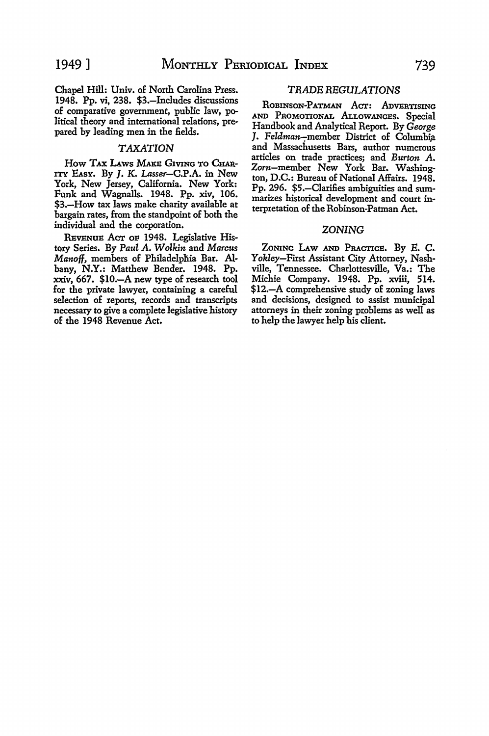Chapel Hill: Univ. of North Carolina Press. 1948. Pp. vi, 238. $3.—Includes discussions of comparative government, public law, political theory and international relations, prepared by leading men in the fields.

### *TAXATION*

HOW TAX LAWS MAKE GIVING TO CHARITY EASY. By *J. K. Lasser*—C.P.A. in New York, New Jersey, California. New York: Funk and Wagnalls. 1948. Pp. xiv, 106. $3.—How tax laws make charity available at bargain rates, from the standpoint of both the individual and the corporation.

REVENUE ACT OF 1948. Legislative History Series. By *Paul A. Wolkin* and *Marcus Manoff*, members of Philadelphia Bar. Albany, N.Y.: Matthew Bender. 1948. Pp. xxiv, 667. $10.—A new type of research tool for the private lawyer, containing a careful selection of reports, records and transcripts necessary to give a complete legislative history of the 1948 Revenue Act.

### *TRADE REGULATIONS*

ROBINSON-PATMAN ACT: ADVERTISING AND PROMOTIONAL ALLOWANCES. Special Handbook and Analytical Report. By *George J. Feldman*—member District of Columbia and Massachusetts Bars, author numerous articles on trade practices; and *Burton A. Zorn*—member New York Bar. Washington, D.C.: Bureau of National Affairs. 1948. Pp. 296. $5.—Clarifies ambiguities and summarizes historical development and court interpretation of the Robinson-Patman Act.

### *ZONING*

ZONING LAW AND PRACTICE. By *E. C. Yokley*—First Assistant City Attorney, Nashville, Tennessee. Charlottesville, Va.: The Michie Company. 1948. Pp. xviii, 514. $12.—A comprehensive study of zoning laws and decisions, designed to assist municipal attorneys in their zoning problems as well as to help the lawyer help his client.